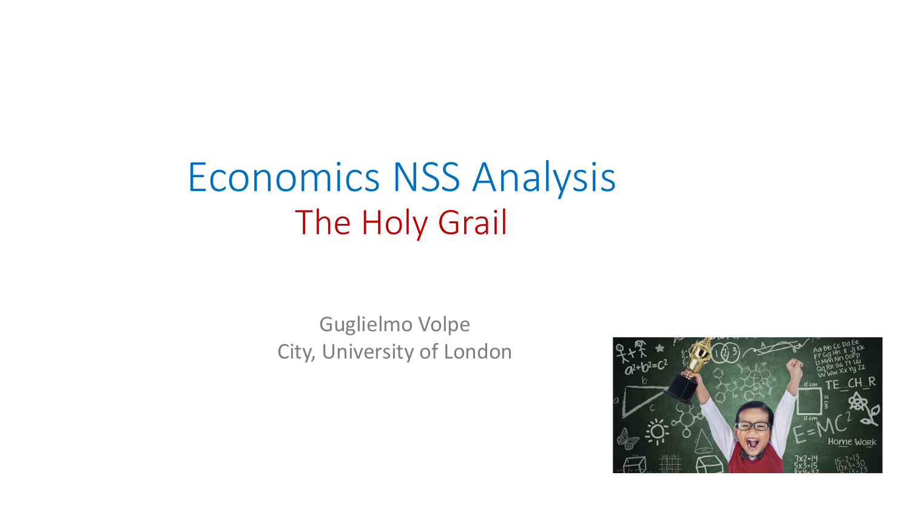# Economics NSS Analysis

## The Holy Grail

Guglielmo Volpe
City, University of London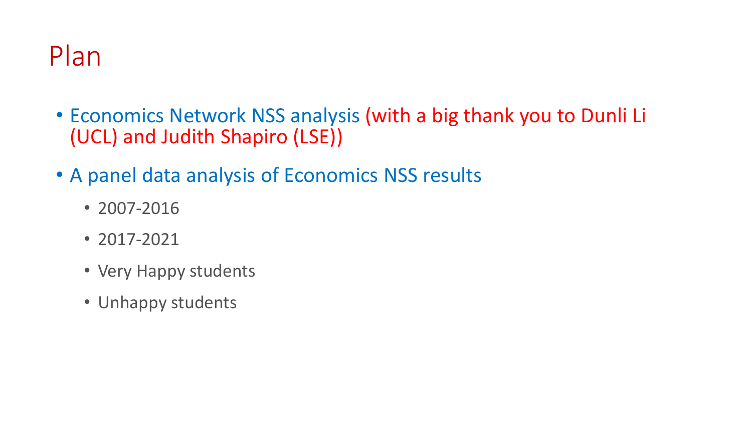# Plan

- Economics Network NSS analysis (with a big thank you to Dunli Li (UCL) and Judith Shapiro (LSE))
- A panel data analysis of Economics NSS results
  - 2007-2016
  - 2017-2021
  - Very Happy students
  - Unhappy students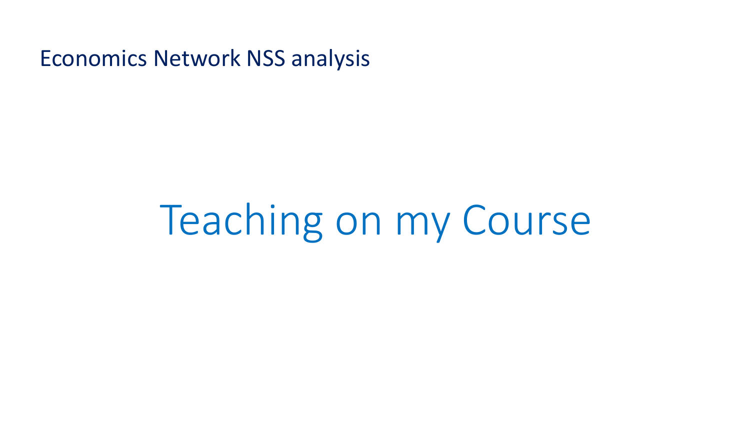Economics Network NSS analysis

# Teaching on my Course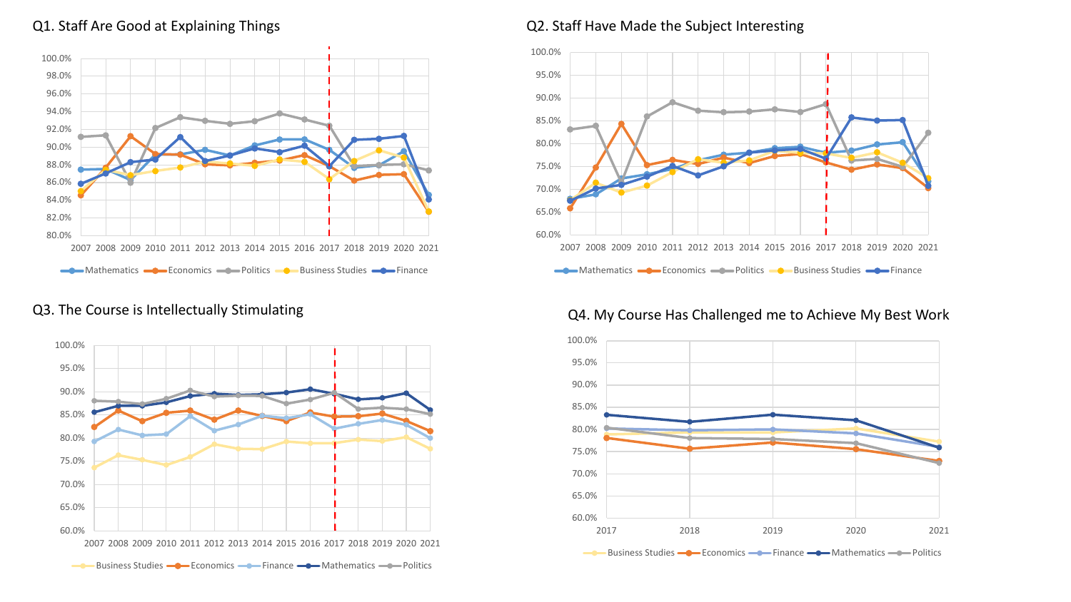Q1. Staff Are Good at Explaining Things

100.0%
98.0%
96.0%
94.0%
92.0%
90.0%
88.0%
86.0%
84.0%
82.0%
80.0%

2007 2008 2009 2010 2011 2012 2013 2014 2015 2016 2017 2018 2019 2020 2021

Mathematics, Economics, Politics, Business Studies, Finance

Q2. Staff Have Made the Subject Interesting

100.0%
95.0%
90.0%
85.0%
80.0%
75.0%
70.0%
65.0%
60.0%

2007 2008 2009 2010 2011 2012 2013 2014 2015 2016 2017 2018 2019 2020 2021

Mathematics, Economics, Politics, Business Studies, Finance

Q3. The Course is Intellectually Stimulating

100.0%
95.0%
90.0%
85.0%
80.0%
75.0%
70.0%
65.0%
60.0%

2007 2008 2009 2010 2011 2012 2013 2014 2015 2016 2017 2018 2019 2020 2021

Business Studies, Economics, Finance, Mathematics, Politics

Q4. My Course Has Challenged me to Achieve My Best Work

100.0%
95.0%
90.0%
85.0%
80.0%
75.0%
70.0%
65.0%
60.0%

2017 2018 2019 2020 2021

Business Studies, Economics, Finance, Mathematics, Politics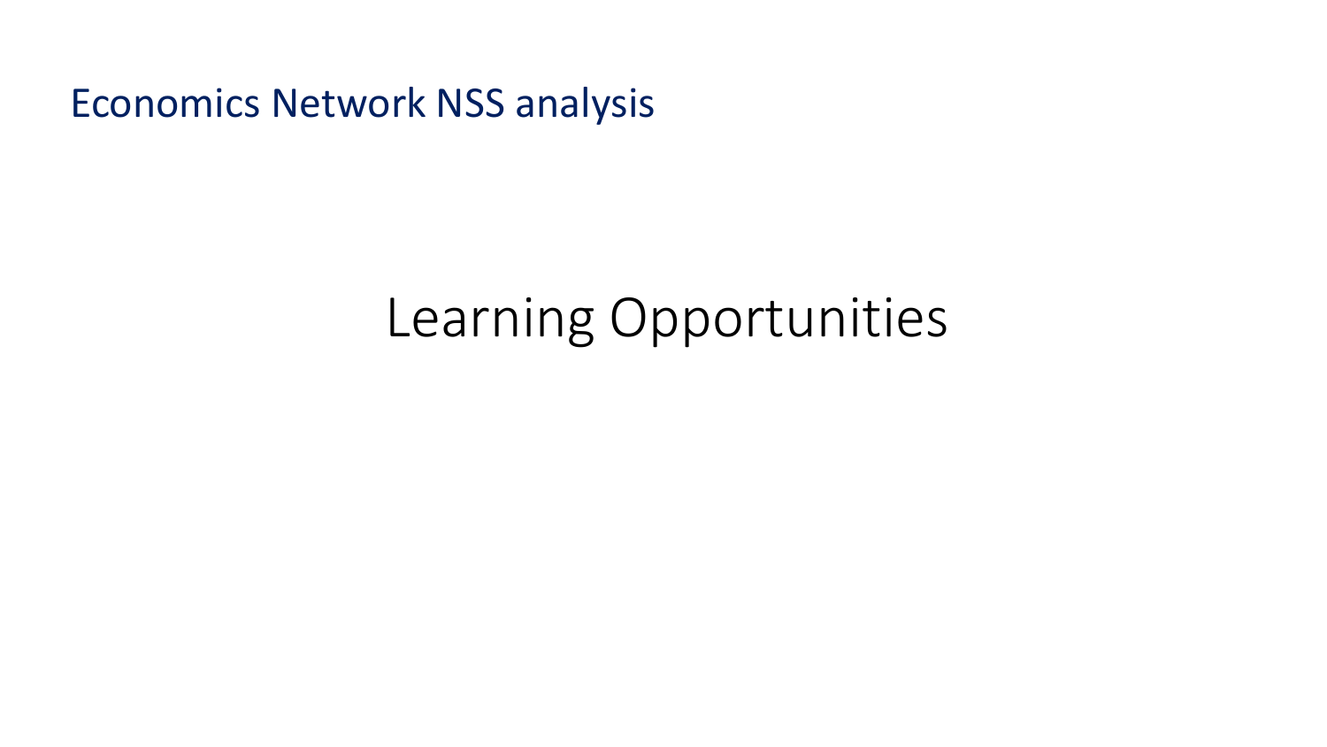# Learning Opportunities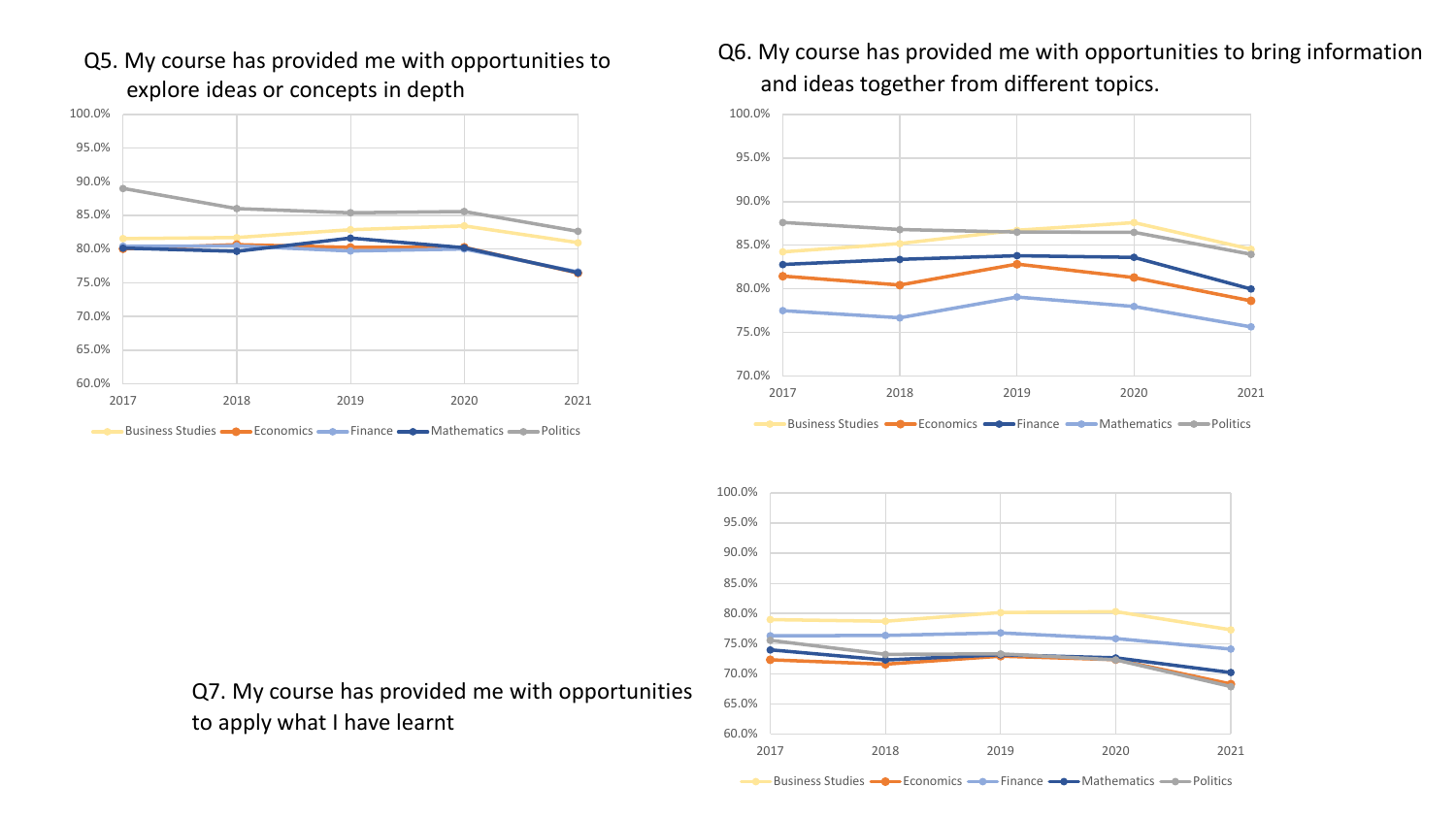Q5. My course has provided me with opportunities to explore ideas or concepts in depth

100.0%
95.0%
90.0%
85.0%
80.0%
75.0%
70.0%
65.0%
60.0%

2017 2018 2019 2020 2021

Business Studies Economics Finance Mathematics Politics

Q6. My course has provided me with opportunities to bring information and ideas together from different topics.

100.0%
95.0%
90.0%
85.0%
80.0%
75.0%
70.0%

2017 2018 2019 2020 2021

Business Studies Economics Finance Mathematics Politics

Q7. My course has provided me with opportunities to apply what I have learnt

100.0%
95.0%
90.0%
85.0%
80.0%
75.0%
70.0%
65.0%
60.0%

2017 2018 2019 2020 2021

Business Studies Economics Finance Mathematics Politics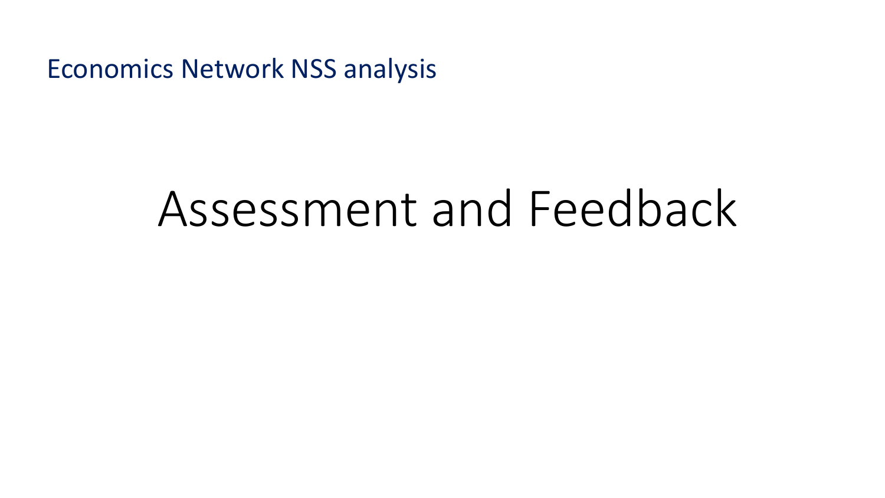# Assessment and Feedback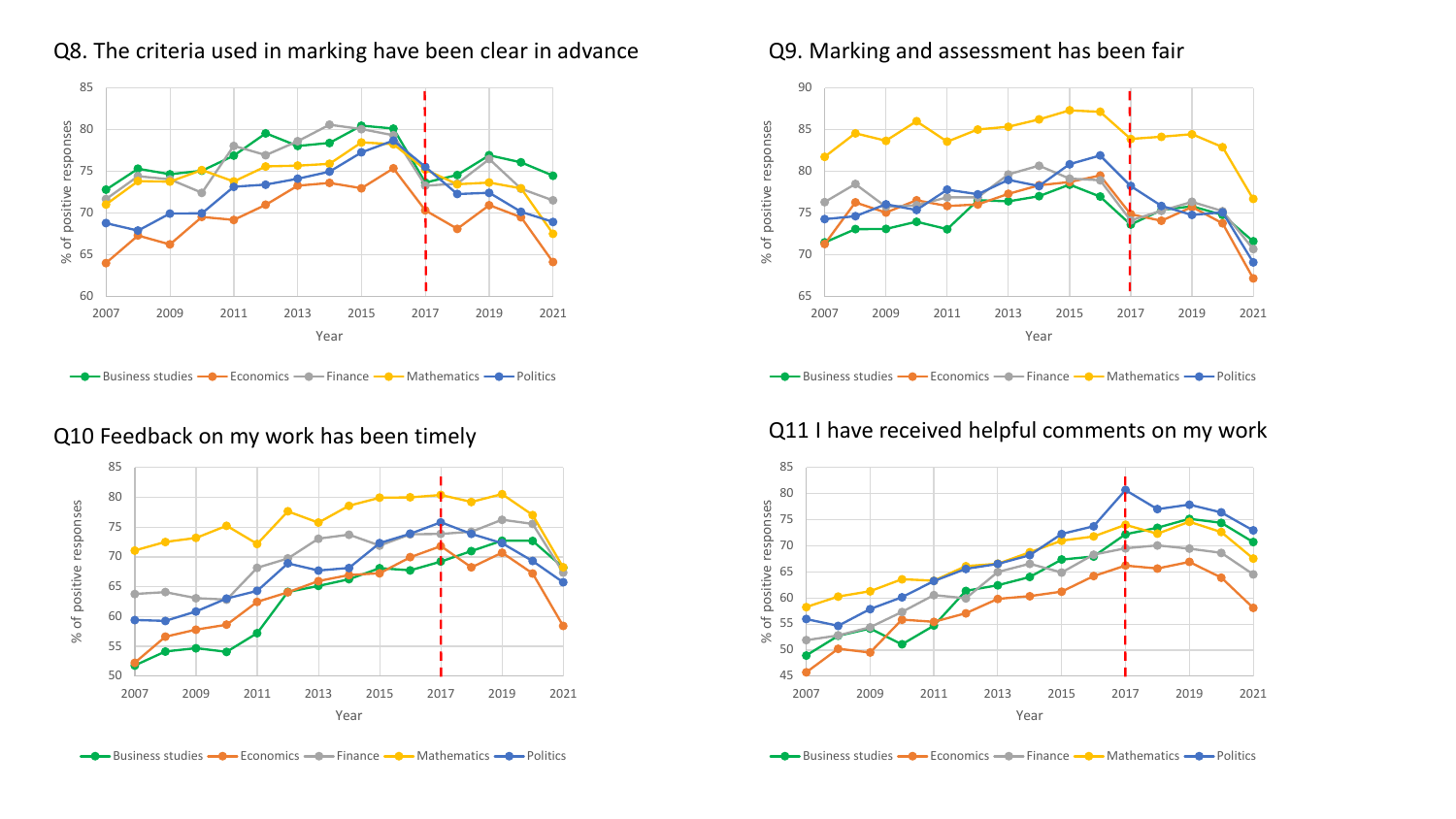## Q8. The criteria used in marking have been clear in advance

Y-axis: % of positive responses (60–85)
X-axis: Year (2007–2021)

Business studies, Economics, Finance, Mathematics, Politics

## Q9. Marking and assessment has been fair

Y-axis: % of positive responses (65–90)
X-axis: Year (2007–2021)

Business studies, Economics, Finance, Mathematics, Politics

## Q10 Feedback on my work has been timely

Y-axis: % of positive responses (50–85)
X-axis: Year (2007–2021)

Business studies, Economics, Finance, Mathematics, Politics

## Q11 I have received helpful comments on my work

Y-axis: % of positive responses (45–85)
X-axis: Year (2007–2021)

Business studies, Economics, Finance, Mathematics, Politics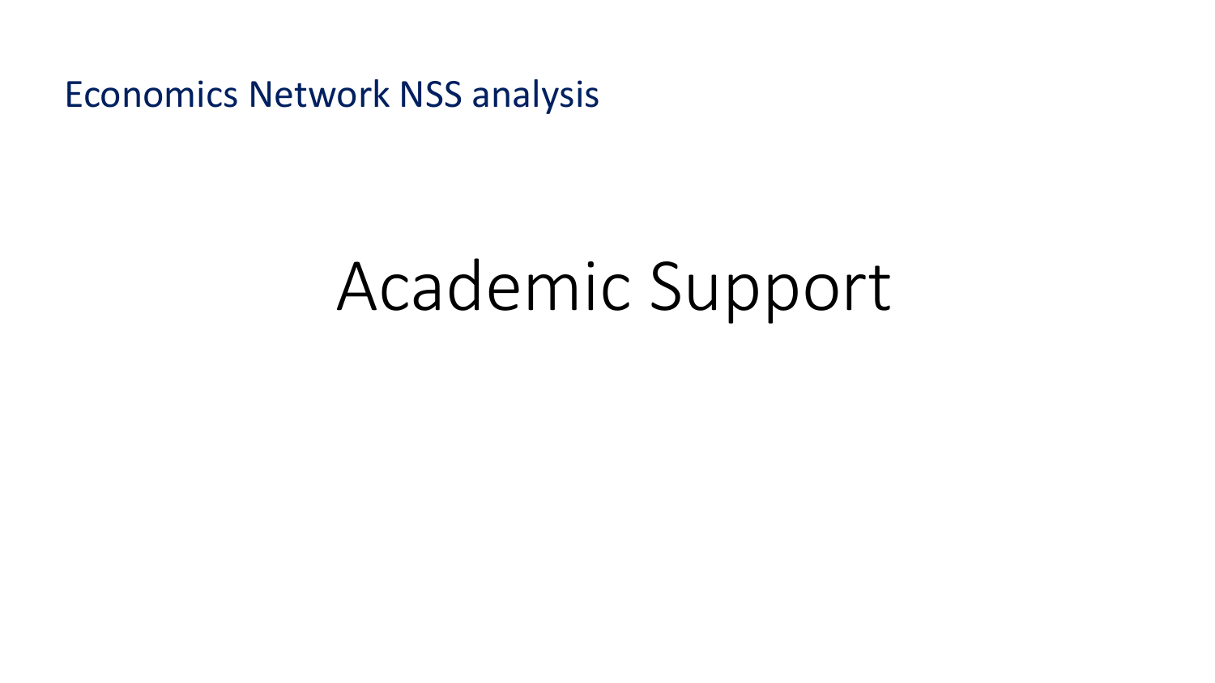Economics Network NSS analysis

# Academic Support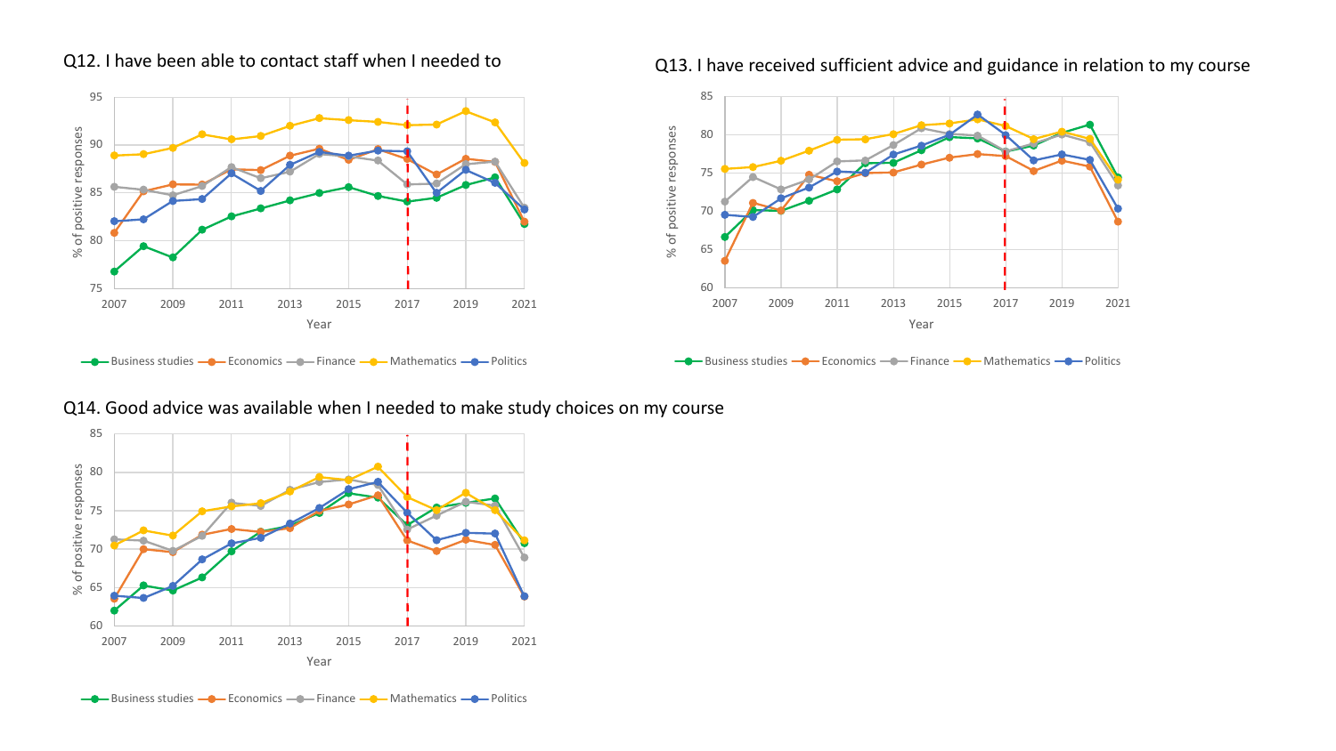Q12. I have been able to contact staff when I needed to

Q13. I have received sufficient advice and guidance in relation to my course

Q14. Good advice was available when I needed to make study choices on my course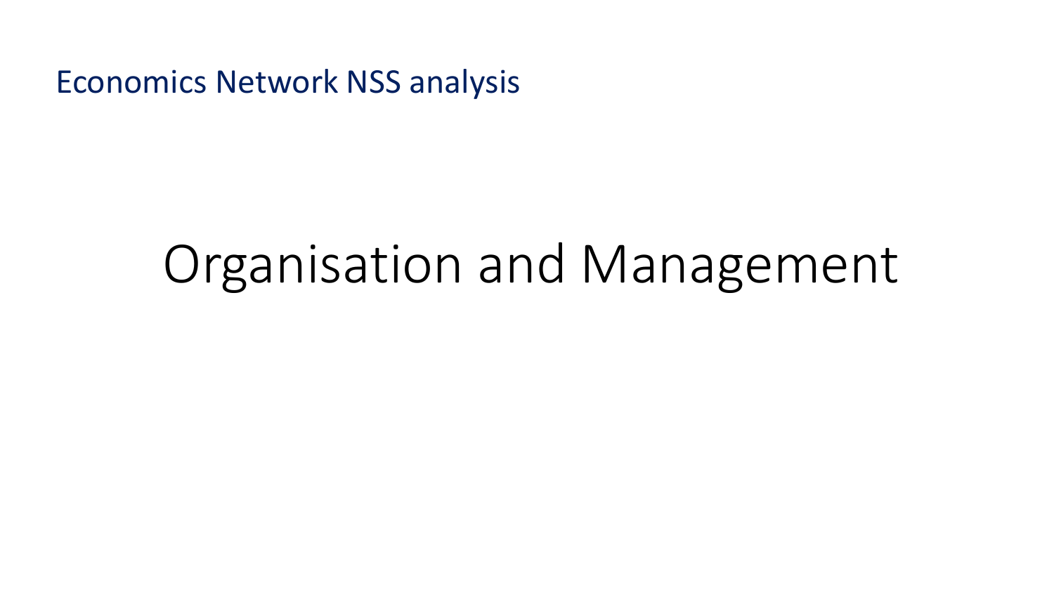# Organisation and Management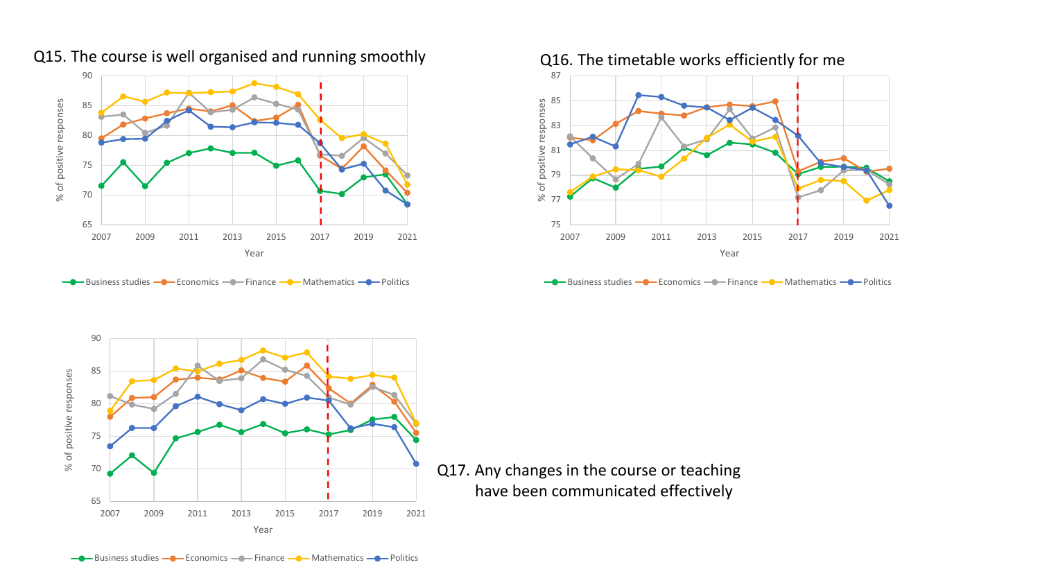Q15. The course is well organised and running smoothly

Q16. The timetable works efficiently for me

Q17. Any changes in the course or teaching have been communicated effectively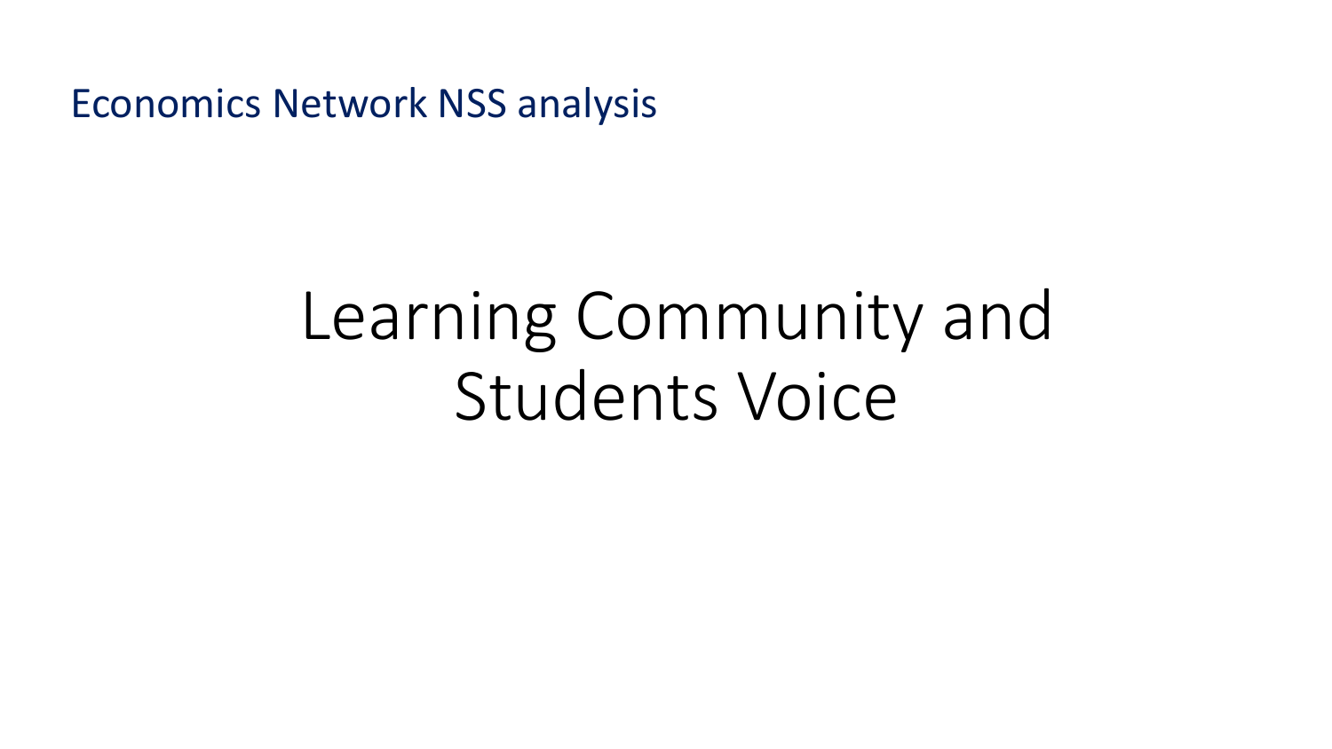Economics Network NSS analysis

# Learning Community and Students Voice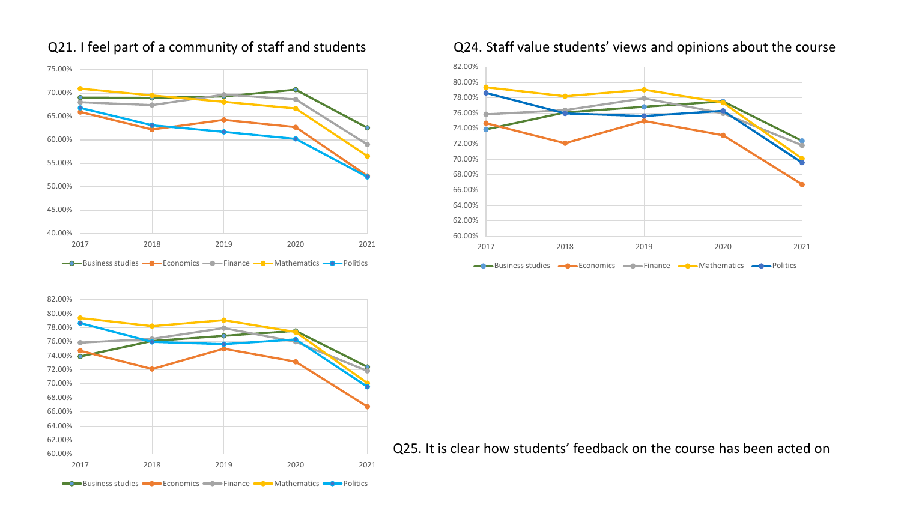## Q21. I feel part of a community of staff and students

## Q24. Staff value students' views and opinions about the course

## Q25. It is clear how students' feedback on the course has been acted on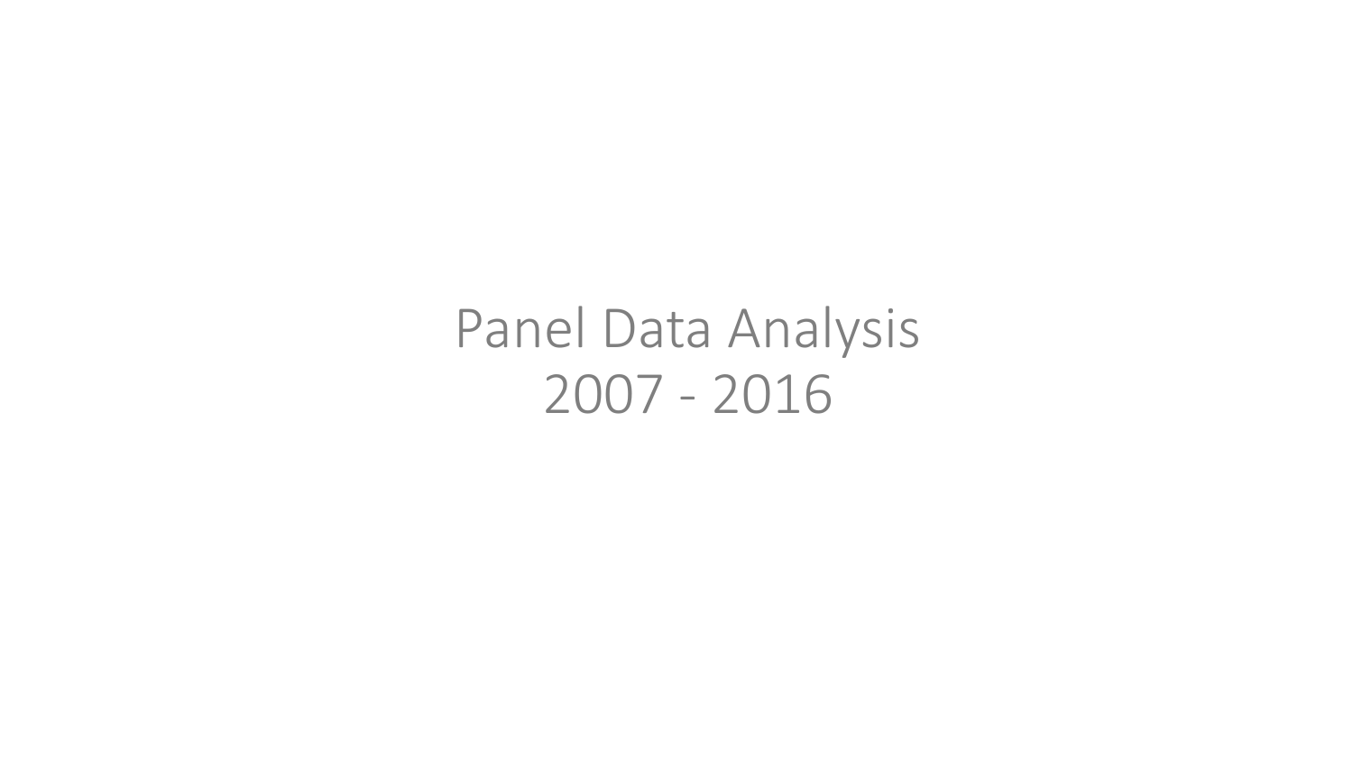# Panel Data Analysis
# 2007 - 2016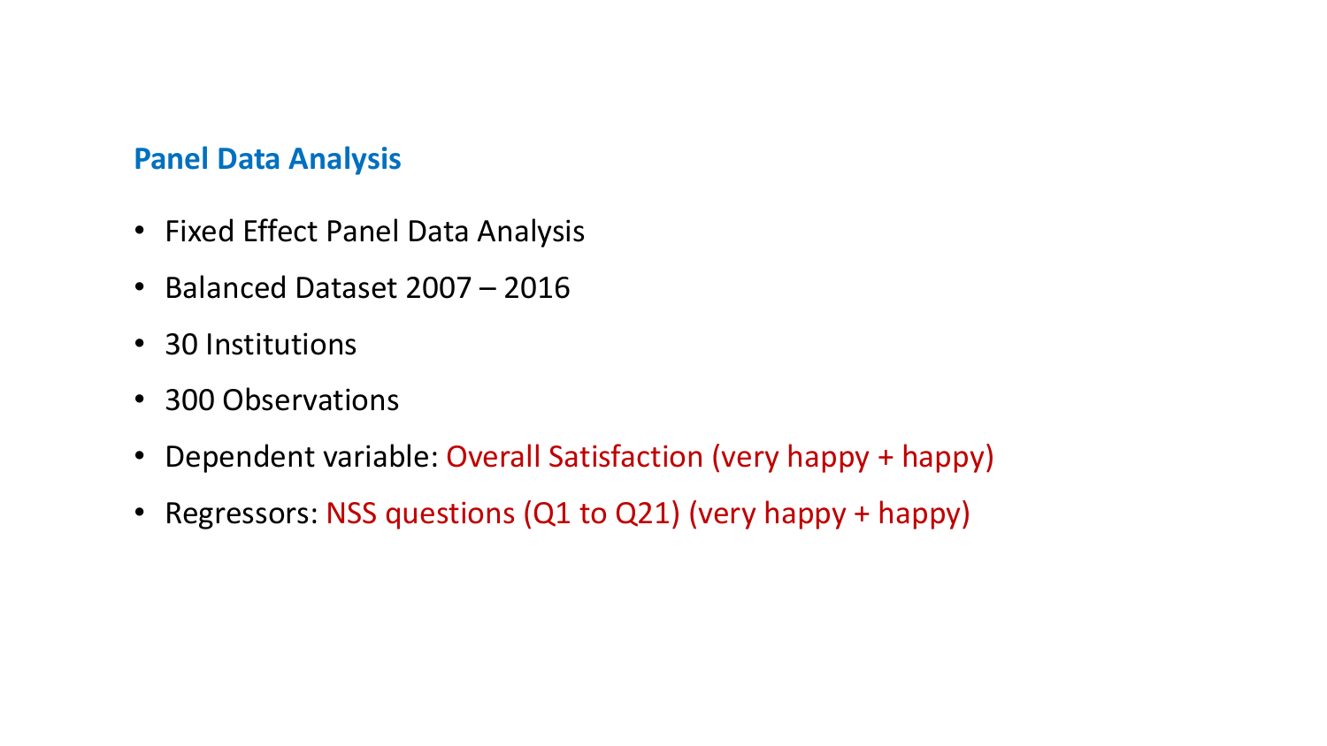## Panel Data Analysis

- Fixed Effect Panel Data Analysis
- Balanced Dataset 2007 – 2016
- 30 Institutions
- 300 Observations
- Dependent variable: Overall Satisfaction (very happy + happy)
- Regressors: NSS questions (Q1 to Q21) (very happy + happy)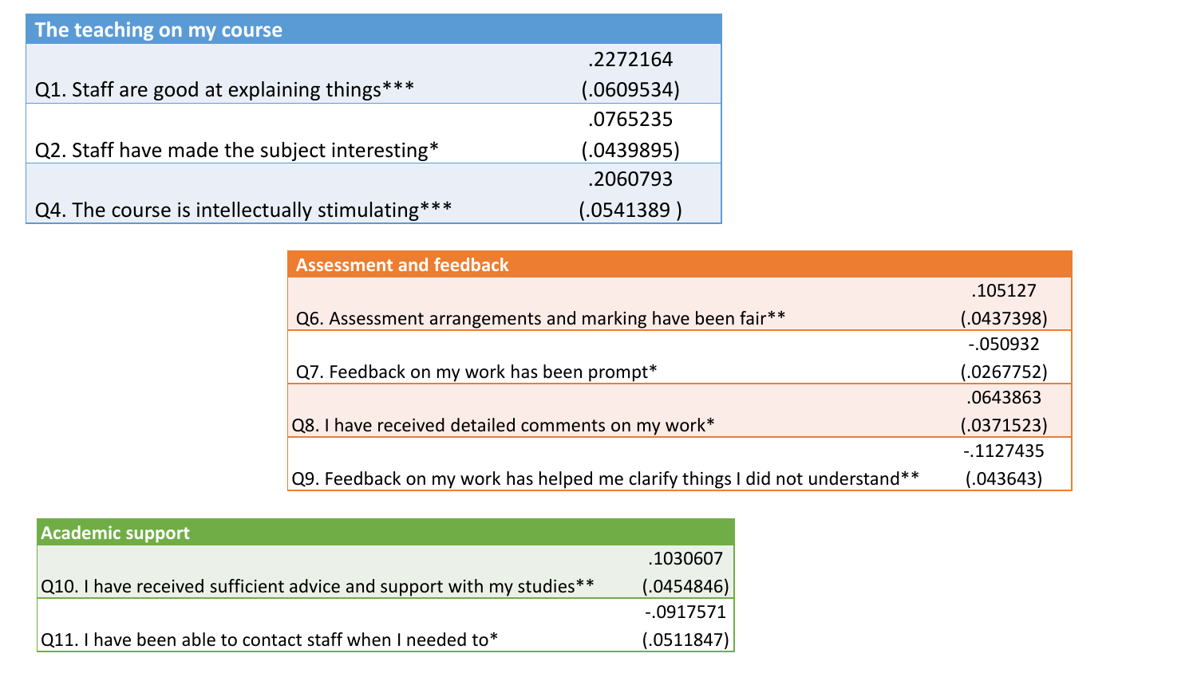| The teaching on my course | |
|---|---|
| Q1. Staff are good at explaining things*** | .2272164 (.0609534) |
| Q2. Staff have made the subject interesting* | .0765235 (.0439895) |
| Q4. The course is intellectually stimulating*** | .2060793 (.0541389 ) |

| Assessment and feedback | |
|---|---|
| Q6. Assessment arrangements and marking have been fair** | .105127 (.0437398) |
| Q7. Feedback on my work has been prompt* | -.050932 (.0267752) |
| Q8. I have received detailed comments on my work* | .0643863 (.0371523) |
| Q9. Feedback on my work has helped me clarify things I did not understand** | -.1127435 (.043643) |

| Academic support | |
|---|---|
| Q10. I have received sufficient advice and support with my studies** | .1030607 (.0454846) |
| Q11. I have been able to contact staff when I needed to* | -.0917571 (.0511847) |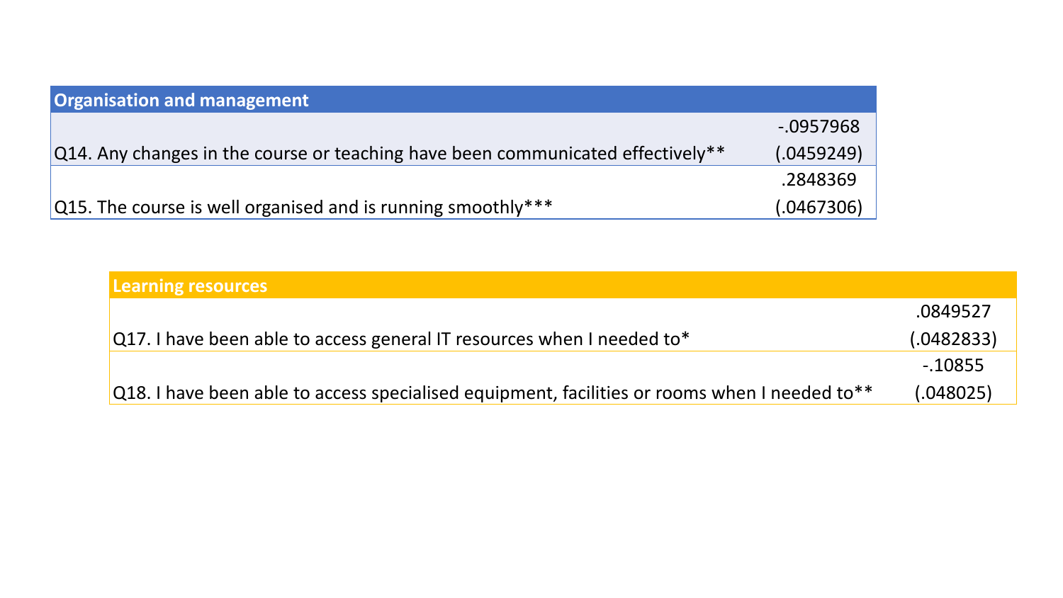| Organisation and management | |
| --- | --- |
| Q14. Any changes in the course or teaching have been communicated effectively** | -.0957968<br>(.0459249) |
| Q15. The course is well organised and is running smoothly*** | .2848369<br>(.0467306) |

| Learning resources | |
| --- | --- |
| Q17. I have been able to access general IT resources when I needed to* | .0849527<br>(.0482833) |
| Q18. I have been able to access specialised equipment, facilities or rooms when I needed to** | -.10855<br>(.048025) |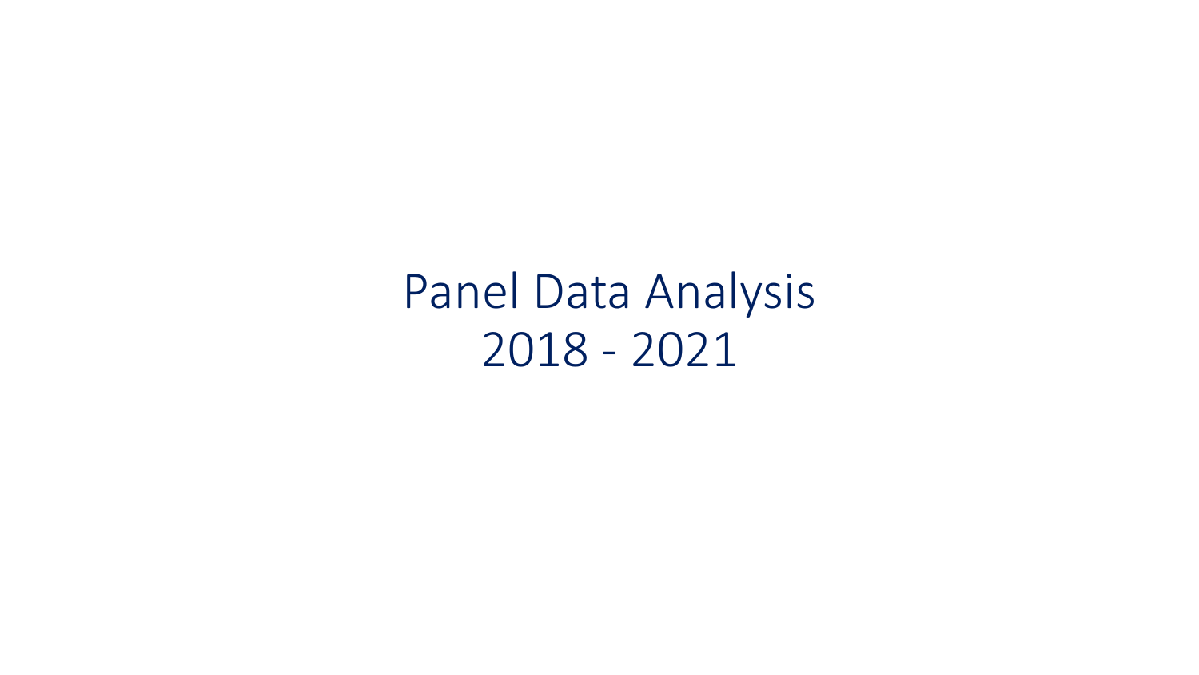# Panel Data Analysis
# 2018 - 2021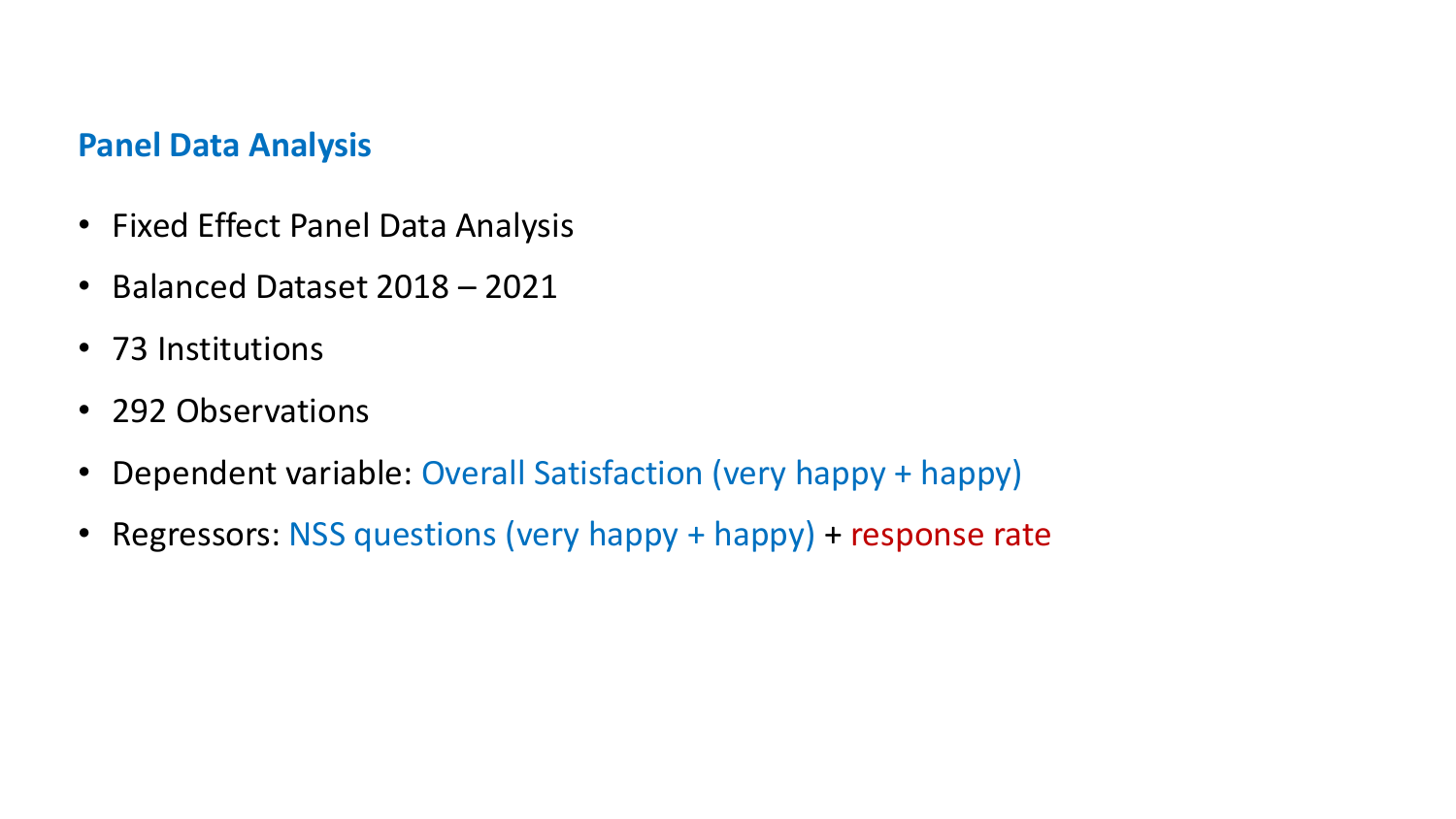## Panel Data Analysis

- Fixed Effect Panel Data Analysis
- Balanced Dataset 2018 – 2021
- 73 Institutions
- 292 Observations
- Dependent variable: Overall Satisfaction (very happy + happy)
- Regressors: NSS questions (very happy + happy) + response rate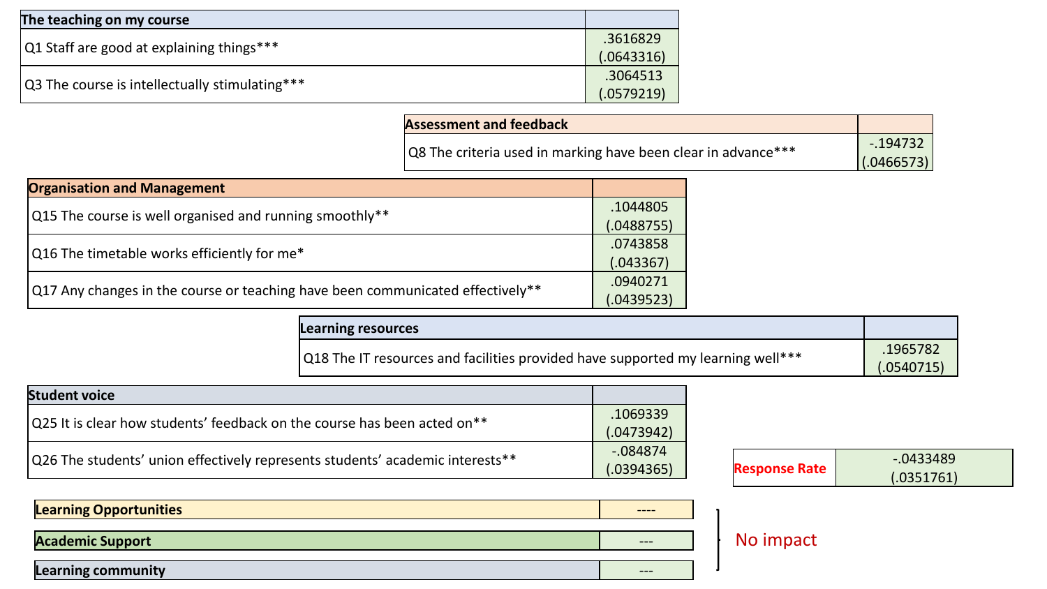| The teaching on my course | |
|---|---|
| Q1 Staff are good at explaining things*** | .3616829 (.0643316) |
| Q3 The course is intellectually stimulating*** | .3064513 (.0579219) |

| Assessment and feedback | |
|---|---|
| Q8 The criteria used in marking have been clear in advance*** | -.194732 (.0466573) |

| Organisation and Management | |
|---|---|
| Q15 The course is well organised and running smoothly** | .1044805 (.0488755) |
| Q16 The timetable works efficiently for me* | .0743858 (.043367) |
| Q17 Any changes in the course or teaching have been communicated effectively** | .0940271 (.0439523) |

| Learning resources | |
|---|---|
| Q18 The IT resources and facilities provided have supported my learning well*** | .1965782 (.0540715) |

| Student voice | |
|---|---|
| Q25 It is clear how students' feedback on the course has been acted on** | .1069339 (.0473942) |
| Q26 The students' union effectively represents students' academic interests** | -.084874 (.0394365) |

| Response Rate | -.0433489 (.0351761) |
|---|---|

| Category | |
|---|---|
| Learning Opportunities | ---- |
| Academic Support | --- |
| Learning community | --- |

No impact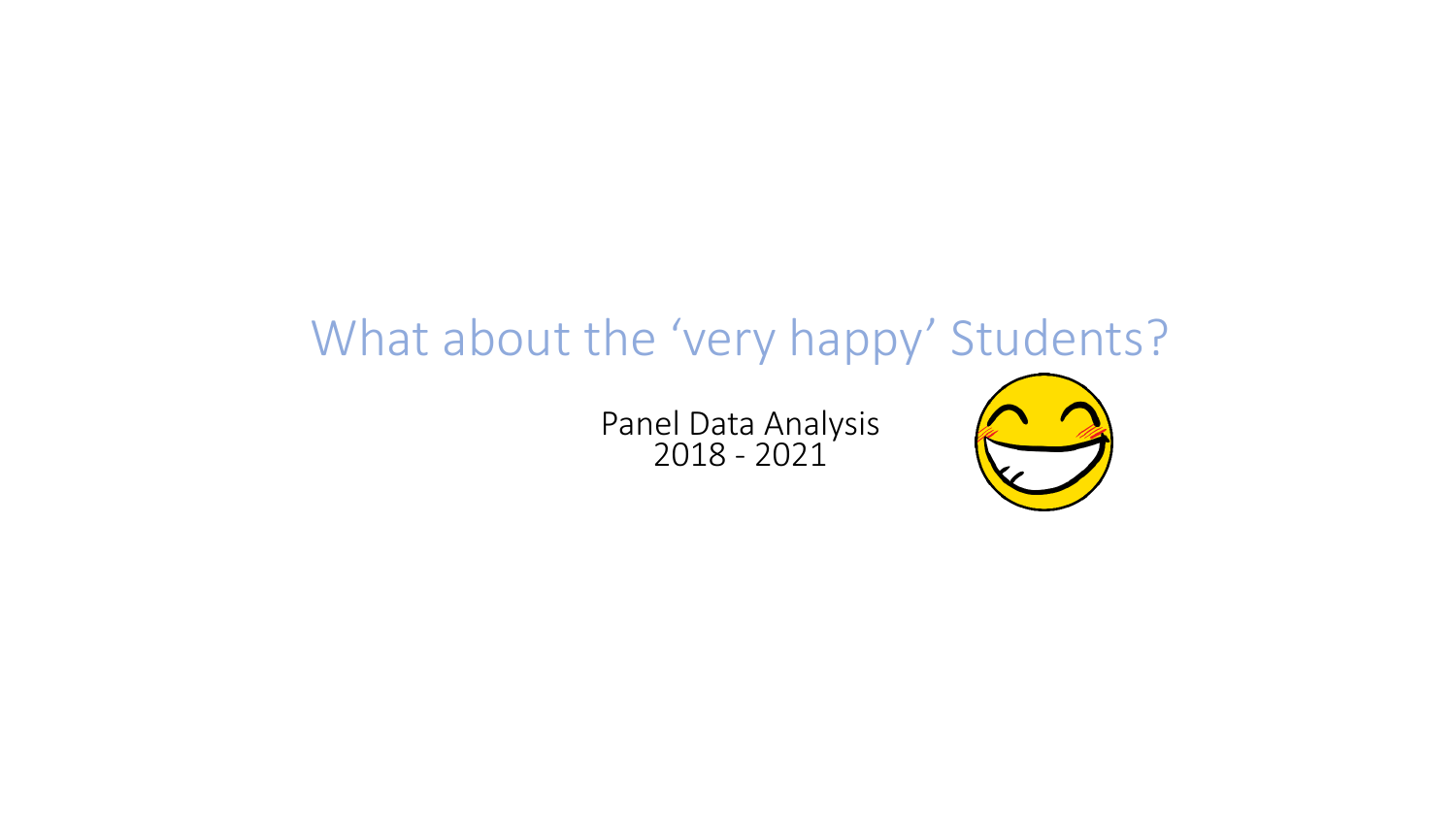# What about the 'very happy' Students?

Panel Data Analysis
2018 - 2021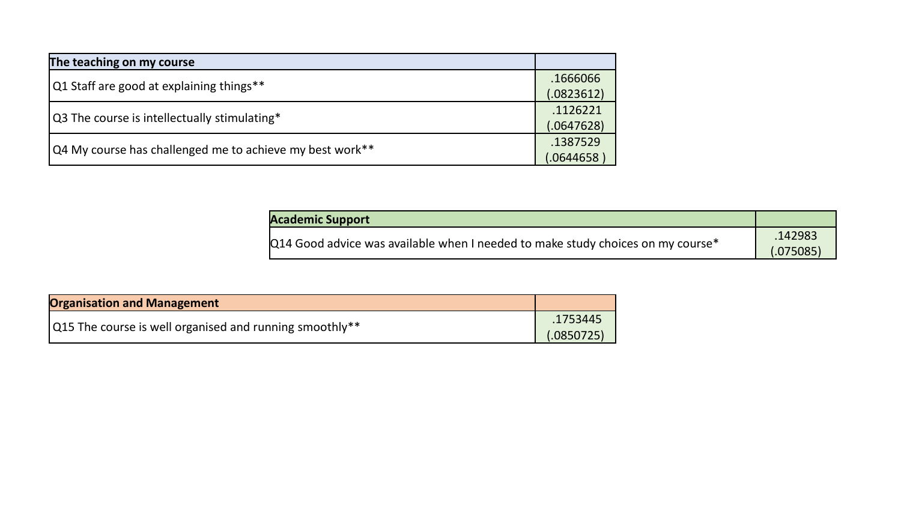| The teaching on my course | |
|---|---|
| Q1 Staff are good at explaining things** | .1666066 (.0823612) |
| Q3 The course is intellectually stimulating* | .1126221 (.0647628) |
| Q4 My course has challenged me to achieve my best work** | .1387529 (.0644658 ) |

| Academic Support | |
|---|---|
| Q14 Good advice was available when I needed to make study choices on my course* | .142983 (.075085) |

| Organisation and Management | |
|---|---|
| Q15 The course is well organised and running smoothly** | .1753445 (.0850725) |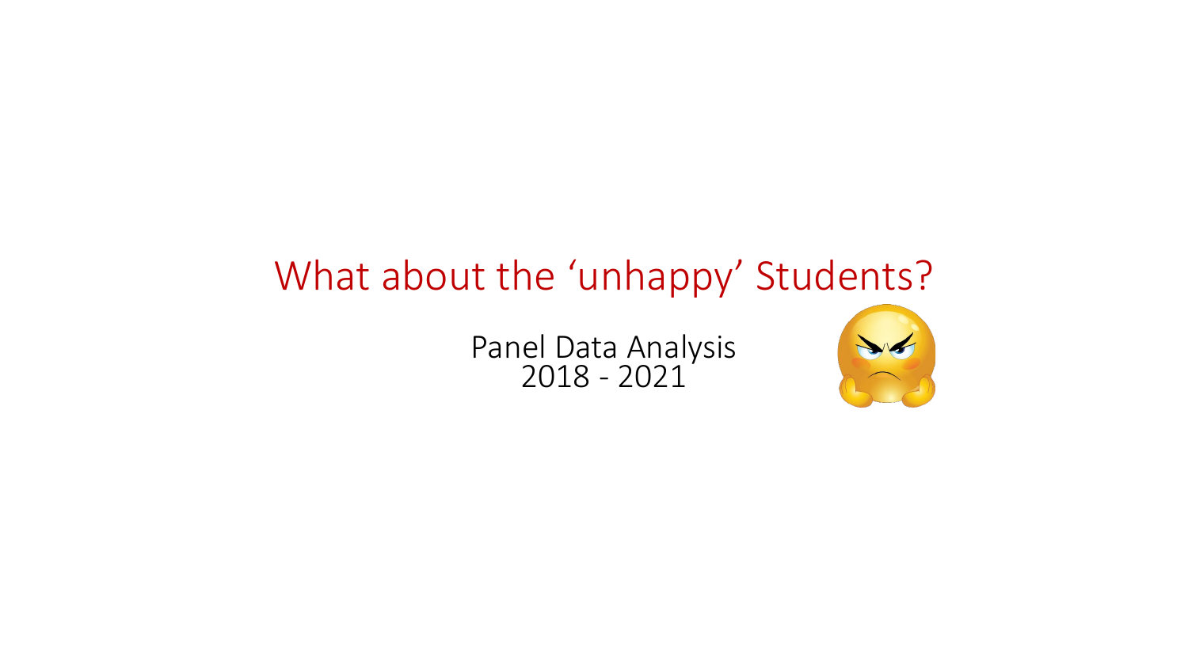# What about the ‘unhappy’ Students?

Panel Data Analysis
2018 - 2021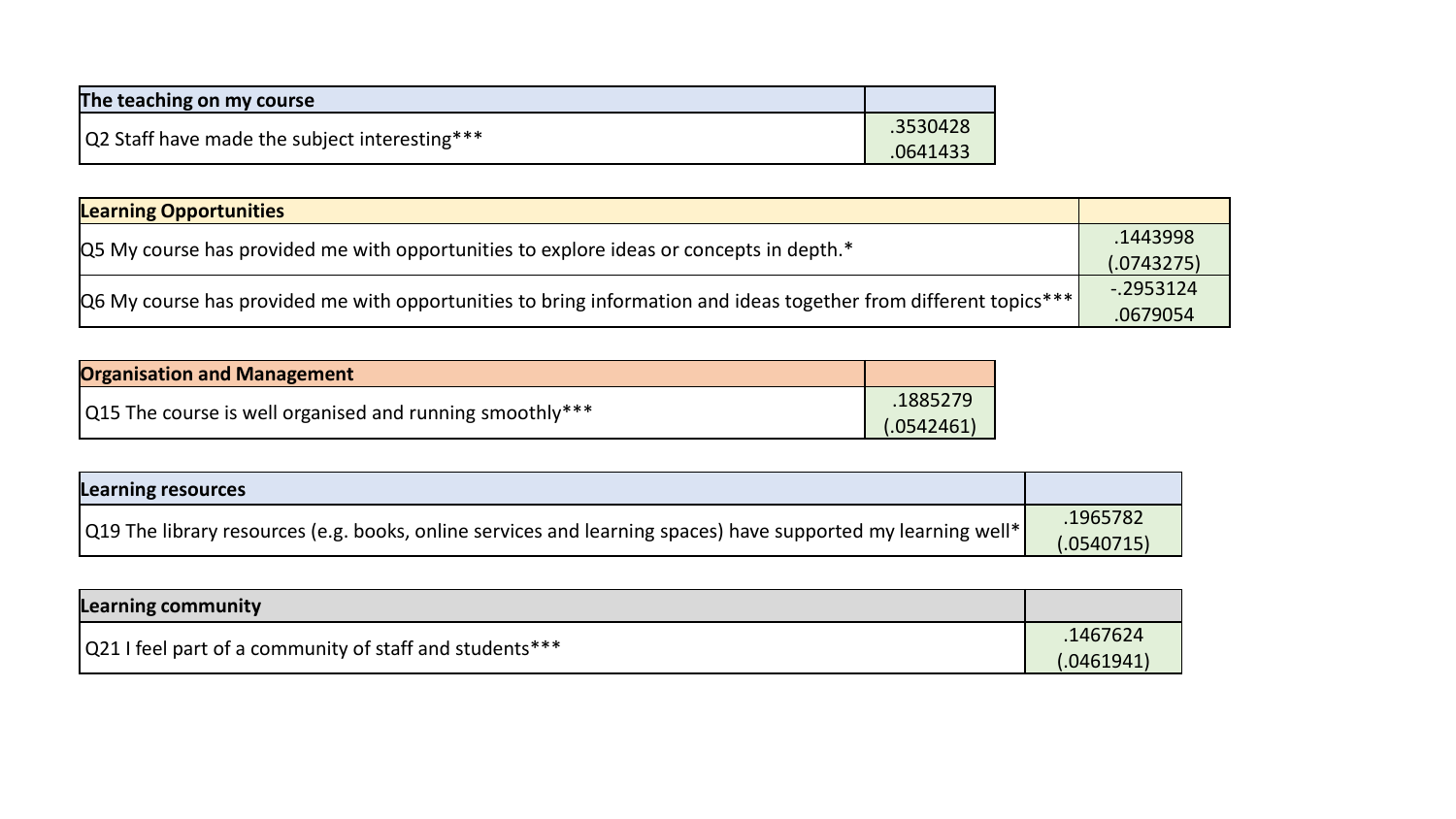| The teaching on my course | |
|---|---|
| Q2 Staff have made the subject interesting*** | .3530428<br>.0641433 |

| Learning Opportunities | |
|---|---|
| Q5 My course has provided me with opportunities to explore ideas or concepts in depth.* | .1443998<br>(.0743275) |
| Q6 My course has provided me with opportunities to bring information and ideas together from different topics*** | -.2953124<br>.0679054 |

| Organisation and Management | |
|---|---|
| Q15 The course is well organised and running smoothly*** | .1885279<br>(.0542461) |

| Learning resources | |
|---|---|
| Q19 The library resources (e.g. books, online services and learning spaces) have supported my learning well* | .1965782<br>(.0540715) |

| Learning community | |
|---|---|
| Q21 I feel part of a community of staff and students*** | .1467624<br>(.0461941) |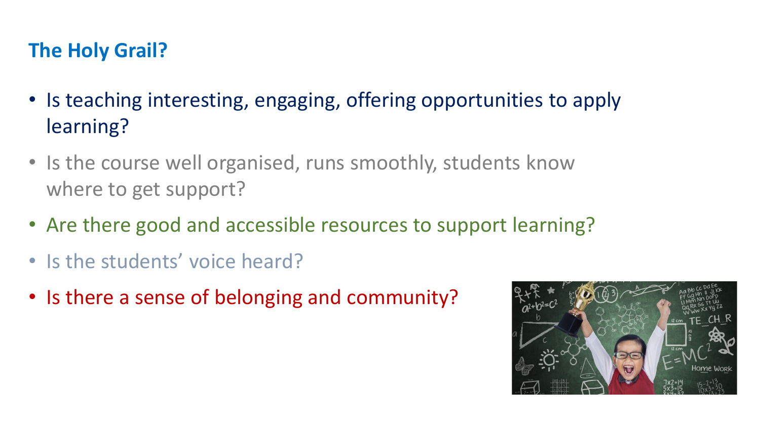## The Holy Grail?

- Is teaching interesting, engaging, offering opportunities to apply learning?
- Is the course well organised, runs smoothly, students know where to get support?
- Are there good and accessible resources to support learning?
- Is the students’ voice heard?
- Is there a sense of belonging and community?